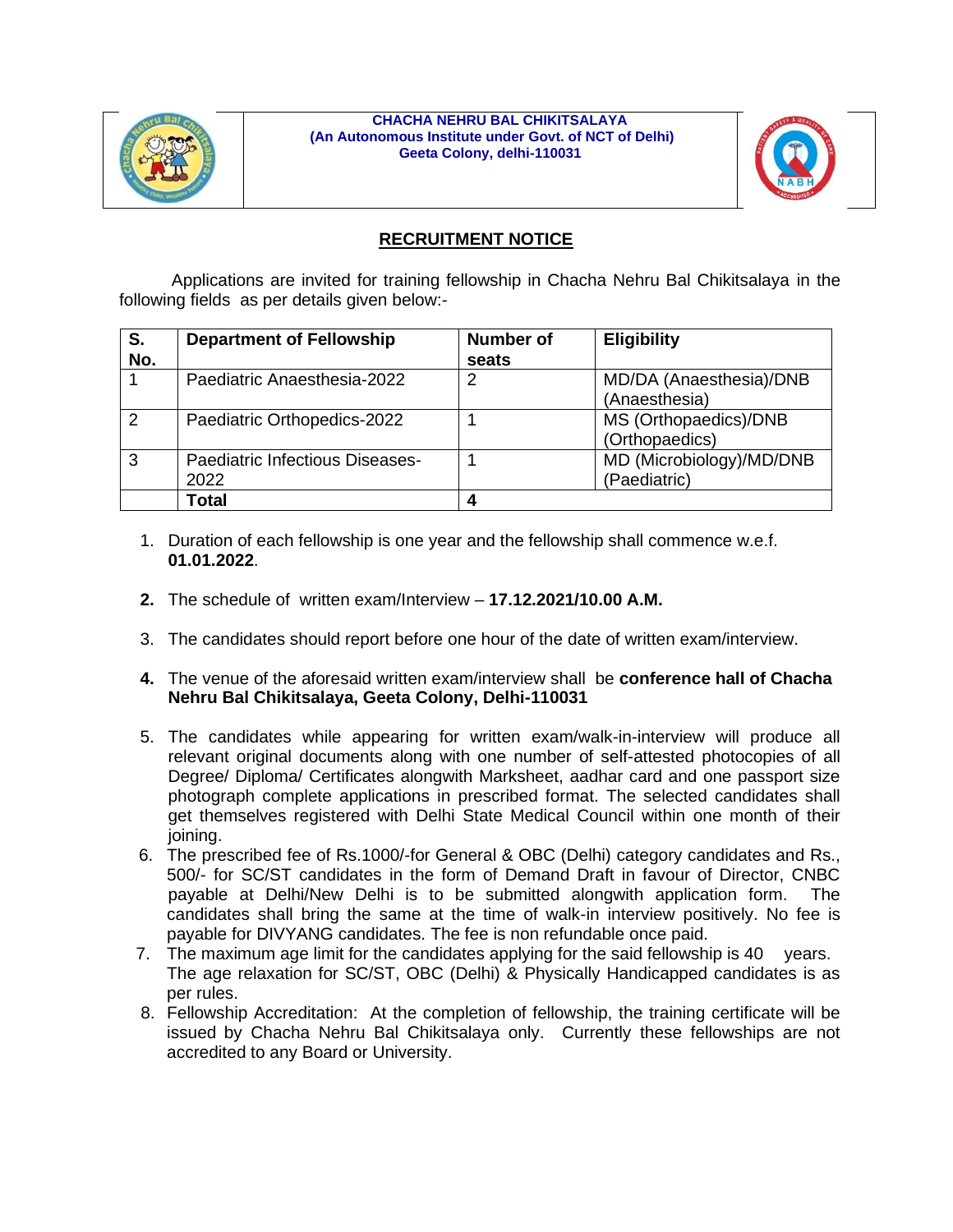**CHACHA NEHRU BAL CHIKITSALAYA**
**(An Autonomous Institute under Govt. of NCT of Delhi)**
**Geeta Colony, delhi-110031**

## RECRUITMENT NOTICE

Applications are invited for training fellowship in Chacha Nehru Bal Chikitsalaya in the following fields as per details given below:-

| S. No. | Department of Fellowship | Number of seats | Eligibility |
|---|---|---|---|
| 1 | Paediatric Anaesthesia-2022 | 2 | MD/DA (Anaesthesia)/DNB (Anaesthesia) |
| 2 | Paediatric Orthopedics-2022 | 1 | MS (Orthopaedics)/DNB (Orthopaedics) |
| 3 | Paediatric Infectious Diseases-2022 | 1 | MD (Microbiology)/MD/DNB (Paediatric) |
| | **Total** | **4** | |

1. Duration of each fellowship is one year and the fellowship shall commence w.e.f. **01.01.2022**.
2. The schedule of written exam/Interview – **17.12.2021/10.00 A.M.**
3. The candidates should report before one hour of the date of written exam/interview.
4. The venue of the aforesaid written exam/interview shall be **conference hall of Chacha Nehru Bal Chikitsalaya, Geeta Colony, Delhi-110031**
5. The candidates while appearing for written exam/walk-in-interview will produce all relevant original documents along with one number of self-attested photocopies of all Degree/ Diploma/ Certificates alongwith Marksheet, aadhar card and one passport size photograph complete applications in prescribed format. The selected candidates shall get themselves registered with Delhi State Medical Council within one month of their joining.
6. The prescribed fee of Rs.1000/-for General & OBC (Delhi) category candidates and Rs., 500/- for SC/ST candidates in the form of Demand Draft in favour of Director, CNBC payable at Delhi/New Delhi is to be submitted alongwith application form. The candidates shall bring the same at the time of walk-in interview positively. No fee is payable for DIVYANG candidates. The fee is non refundable once paid.
7. The maximum age limit for the candidates applying for the said fellowship is 40 years. The age relaxation for SC/ST, OBC (Delhi) & Physically Handicapped candidates is as per rules.
8. Fellowship Accreditation: At the completion of fellowship, the training certificate will be issued by Chacha Nehru Bal Chikitsalaya only. Currently these fellowships are not accredited to any Board or University.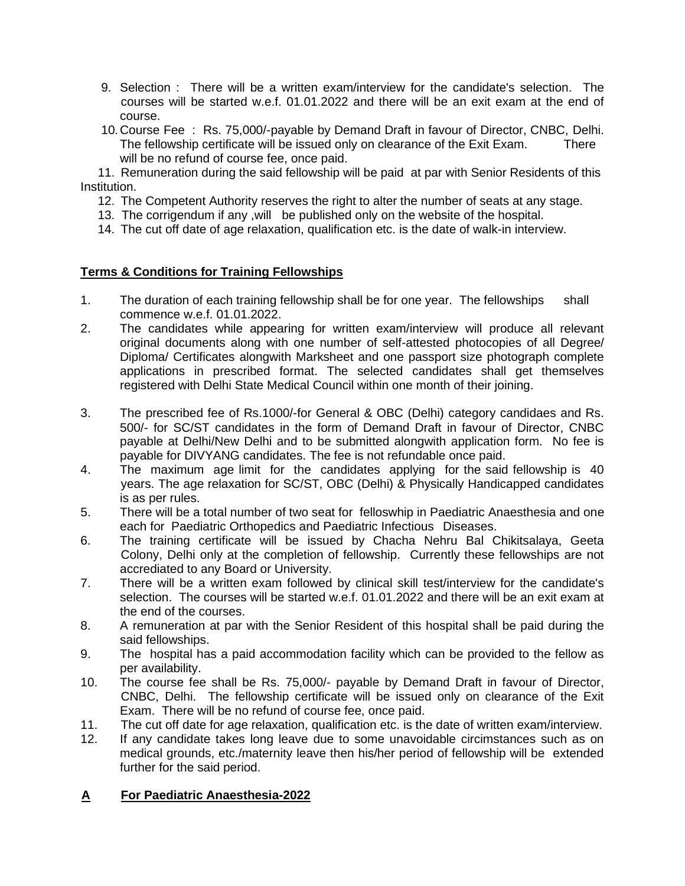9. Selection : There will be a written exam/interview for the candidate's selection. The courses will be started w.e.f. 01.01.2022 and there will be an exit exam at the end of course.
10. Course Fee : Rs. 75,000/-payable by Demand Draft in favour of Director, CNBC, Delhi. The fellowship certificate will be issued only on clearance of the Exit Exam. There will be no refund of course fee, once paid.
11. Remuneration during the said fellowship will be paid at par with Senior Residents of this Institution.
12. The Competent Authority reserves the right to alter the number of seats at any stage.
13. The corrigendum if any ,will be published only on the website of the hospital.
14. The cut off date of age relaxation, qualification etc. is the date of walk-in interview.

**Terms & Conditions for Training Fellowships**

1. The duration of each training fellowship shall be for one year. The fellowships shall commence w.e.f. 01.01.2022.
2. The candidates while appearing for written exam/interview will produce all relevant original documents along with one number of self-attested photocopies of all Degree/ Diploma/ Certificates alongwith Marksheet and one passport size photograph complete applications in prescribed format. The selected candidates shall get themselves registered with Delhi State Medical Council within one month of their joining.
3. The prescribed fee of Rs.1000/-for General & OBC (Delhi) category candidaes and Rs. 500/- for SC/ST candidates in the form of Demand Draft in favour of Director, CNBC payable at Delhi/New Delhi and to be submitted alongwith application form. No fee is payable for DIVYANG candidates. The fee is not refundable once paid.
4. The maximum age limit for the candidates applying for the said fellowship is 40 years. The age relaxation for SC/ST, OBC (Delhi) & Physically Handicapped candidates is as per rules.
5. There will be a total number of two seat for felloswhip in Paediatric Anaesthesia and one each for Paediatric Orthopedics and Paediatric Infectious Diseases.
6. The training certificate will be issued by Chacha Nehru Bal Chikitsalaya, Geeta Colony, Delhi only at the completion of fellowship. Currently these fellowships are not accrediated to any Board or University.
7. There will be a written exam followed by clinical skill test/interview for the candidate's selection. The courses will be started w.e.f. 01.01.2022 and there will be an exit exam at the end of the courses.
8. A remuneration at par with the Senior Resident of this hospital shall be paid during the said fellowships.
9. The hospital has a paid accommodation facility which can be provided to the fellow as per availability.
10. The course fee shall be Rs. 75,000/- payable by Demand Draft in favour of Director, CNBC, Delhi. The fellowship certificate will be issued only on clearance of the Exit Exam. There will be no refund of course fee, once paid.
11. The cut off date for age relaxation, qualification etc. is the date of written exam/interview.
12. If any candidate takes long leave due to some unavoidable circimstances such as on medical grounds, etc./maternity leave then his/her period of fellowship will be extended further for the said period.

**A For Paediatric Anaesthesia-2022**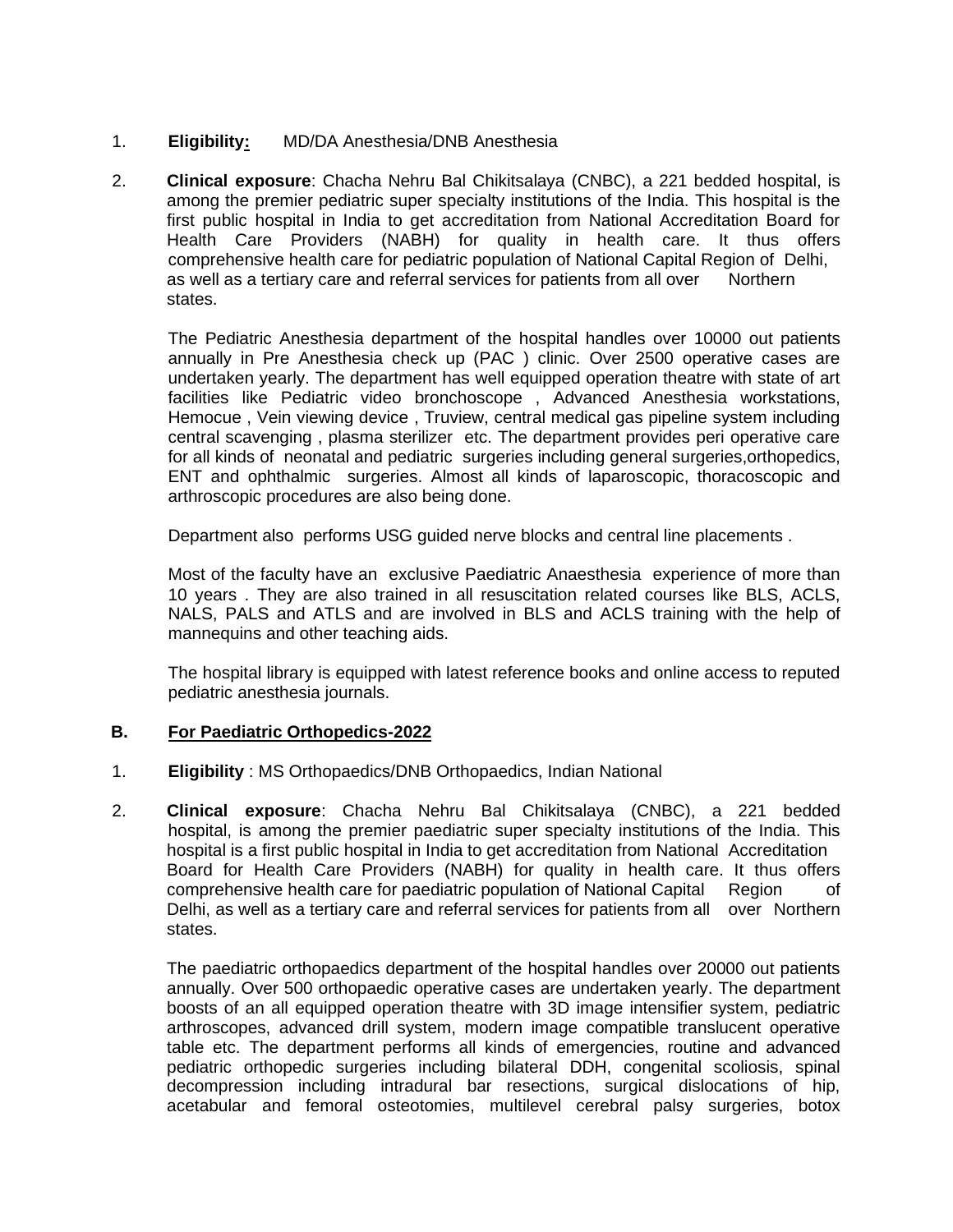1. **Eligibility:** MD/DA Anesthesia/DNB Anesthesia

2. **Clinical exposure**: Chacha Nehru Bal Chikitsalaya (CNBC), a 221 bedded hospital, is among the premier pediatric super specialty institutions of the India. This hospital is the first public hospital in India to get accreditation from National Accreditation Board for Health Care Providers (NABH) for quality in health care. It thus offers comprehensive health care for pediatric population of National Capital Region of Delhi, as well as a tertiary care and referral services for patients from all over Northern states.

   The Pediatric Anesthesia department of the hospital handles over 10000 out patients annually in Pre Anesthesia check up (PAC ) clinic. Over 2500 operative cases are undertaken yearly. The department has well equipped operation theatre with state of art facilities like Pediatric video bronchoscope , Advanced Anesthesia workstations, Hemocue , Vein viewing device , Truview, central medical gas pipeline system including central scavenging , plasma sterilizer etc. The department provides peri operative care for all kinds of neonatal and pediatric surgeries including general surgeries,orthopedics, ENT and ophthalmic surgeries. Almost all kinds of laparoscopic, thoracoscopic and arthroscopic procedures are also being done.

   Department also performs USG guided nerve blocks and central line placements .

   Most of the faculty have an exclusive Paediatric Anaesthesia experience of more than 10 years . They are also trained in all resuscitation related courses like BLS, ACLS, NALS, PALS and ATLS and are involved in BLS and ACLS training with the help of mannequins and other teaching aids.

   The hospital library is equipped with latest reference books and online access to reputed pediatric anesthesia journals.

**B. For Paediatric Orthopedics-2022**

1. **Eligibility** : MS Orthopaedics/DNB Orthopaedics, Indian National

2. **Clinical exposure**: Chacha Nehru Bal Chikitsalaya (CNBC), a 221 bedded hospital, is among the premier paediatric super specialty institutions of the India. This hospital is a first public hospital in India to get accreditation from National Accreditation Board for Health Care Providers (NABH) for quality in health care. It thus offers comprehensive health care for paediatric population of National Capital Region of Delhi, as well as a tertiary care and referral services for patients from all over Northern states.

   The paediatric orthopaedics department of the hospital handles over 20000 out patients annually. Over 500 orthopaedic operative cases are undertaken yearly. The department boosts of an all equipped operation theatre with 3D image intensifier system, pediatric arthroscopes, advanced drill system, modern image compatible translucent operative table etc. The department performs all kinds of emergencies, routine and advanced pediatric orthopedic surgeries including bilateral DDH, congenital scoliosis, spinal decompression including intradural bar resections, surgical dislocations of hip, acetabular and femoral osteotomies, multilevel cerebral palsy surgeries, botox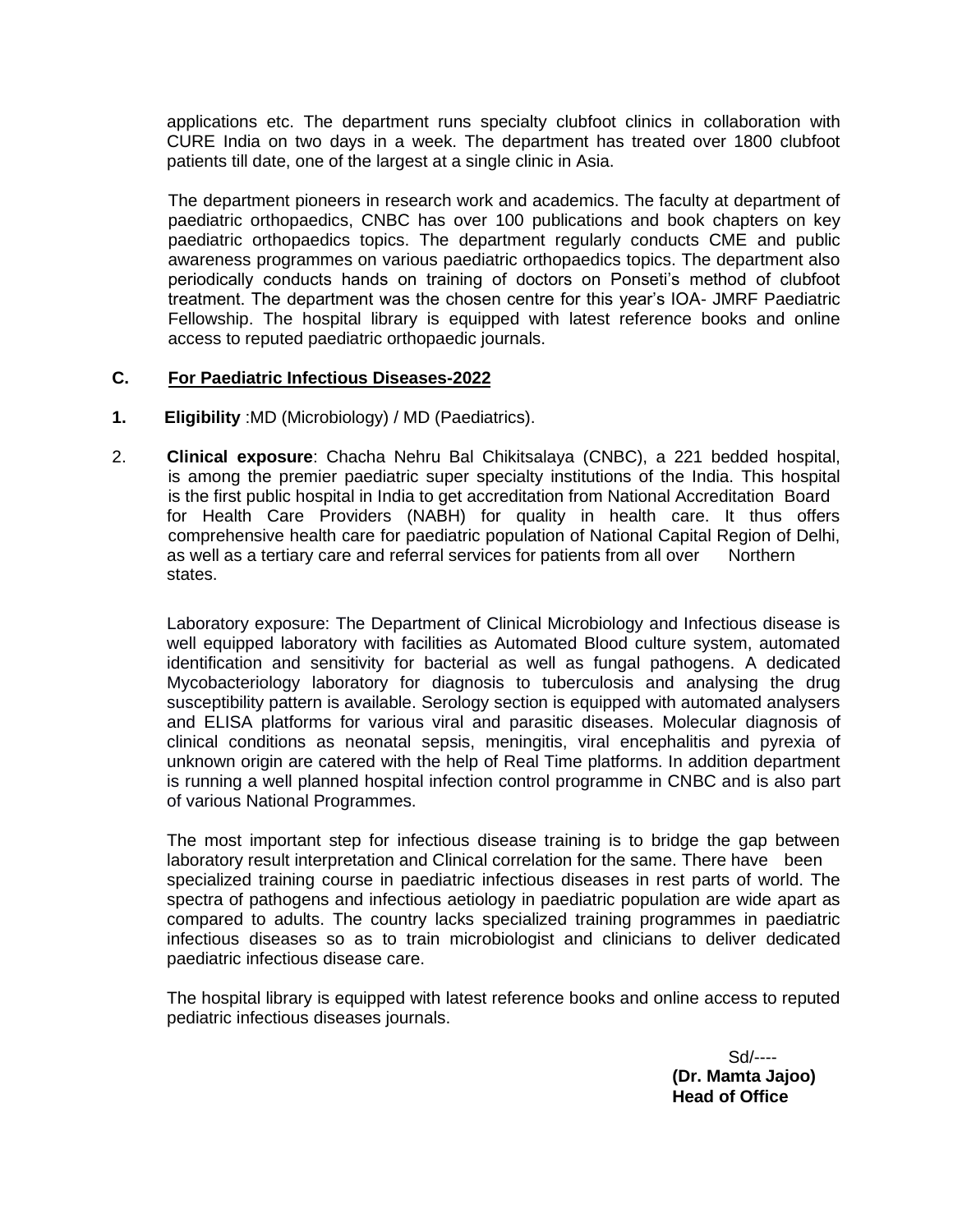applications etc. The department runs specialty clubfoot clinics in collaboration with CURE India on two days in a week. The department has treated over 1800 clubfoot patients till date, one of the largest at a single clinic in Asia.

The department pioneers in research work and academics. The faculty at department of paediatric orthopaedics, CNBC has over 100 publications and book chapters on key paediatric orthopaedics topics. The department regularly conducts CME and public awareness programmes on various paediatric orthopaedics topics. The department also periodically conducts hands on training of doctors on Ponseti's method of clubfoot treatment. The department was the chosen centre for this year's IOA- JMRF Paediatric Fellowship. The hospital library is equipped with latest reference books and online access to reputed paediatric orthopaedic journals.

**C. <u>For Paediatric Infectious Diseases-2022</u>**

**1. Eligibility** :MD (Microbiology) / MD (Paediatrics).

2. **Clinical exposure**: Chacha Nehru Bal Chikitsalaya (CNBC), a 221 bedded hospital, is among the premier paediatric super specialty institutions of the India. This hospital is the first public hospital in India to get accreditation from National Accreditation Board for Health Care Providers (NABH) for quality in health care. It thus offers comprehensive health care for paediatric population of National Capital Region of Delhi, as well as a tertiary care and referral services for patients from all over Northern states.

Laboratory exposure: The Department of Clinical Microbiology and Infectious disease is well equipped laboratory with facilities as Automated Blood culture system, automated identification and sensitivity for bacterial as well as fungal pathogens. A dedicated Mycobacteriology laboratory for diagnosis to tuberculosis and analysing the drug susceptibility pattern is available. Serology section is equipped with automated analysers and ELISA platforms for various viral and parasitic diseases. Molecular diagnosis of clinical conditions as neonatal sepsis, meningitis, viral encephalitis and pyrexia of unknown origin are catered with the help of Real Time platforms. In addition department is running a well planned hospital infection control programme in CNBC and is also part of various National Programmes.

The most important step for infectious disease training is to bridge the gap between laboratory result interpretation and Clinical correlation for the same. There have been specialized training course in paediatric infectious diseases in rest parts of world. The spectra of pathogens and infectious aetiology in paediatric population are wide apart as compared to adults. The country lacks specialized training programmes in paediatric infectious diseases so as to train microbiologist and clinicians to deliver dedicated paediatric infectious disease care.

The hospital library is equipped with latest reference books and online access to reputed pediatric infectious diseases journals.

Sd/----
**(Dr. Mamta Jajoo)**
**Head of Office**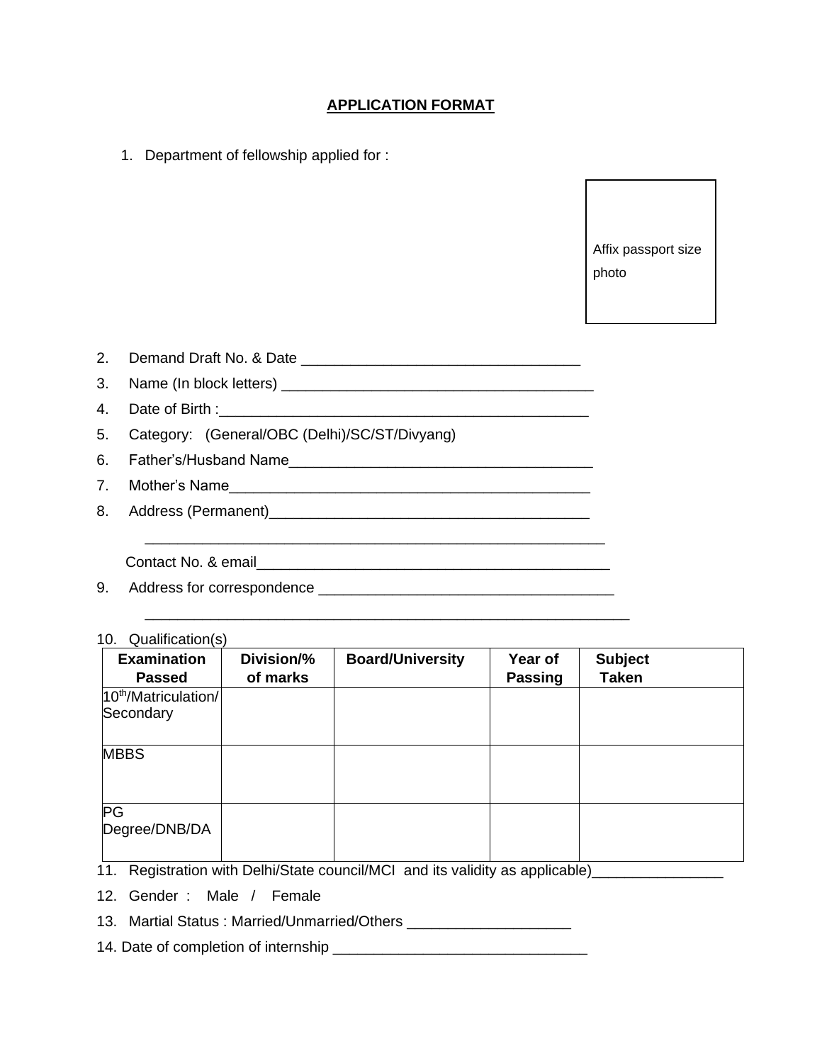# **APPLICATION FORMAT**

1. Department of fellowship applied for :

Affix passport size photo

2. Demand Draft No. & Date ___________________________________
3. Name (In block letters) ______________________________________
4. Date of Birth :_____________________________________________
5. Category: (General/OBC (Delhi)/SC/ST/Divyang)
6. Father's/Husband Name_____________________________________
7. Mother's Name_____________________________________________
8. Address (Permanent)________________________________________

   _________________________________________________________

   Contact No. & email____________________________________________
9. Address for correspondence ____________________________________

   ____________________________________________________________
10. Qualification(s)

| **Examination Passed** | **Division/% of marks** | **Board/University** | **Year of Passing** | **Subject Taken** |
|---|---|---|---|---|
| 10th/Matriculation/ Secondary | | | | |
| MBBS | | | | |
| PG Degree/DNB/DA | | | | |

11. Registration with Delhi/State council/MCI and its validity as applicable)________________
12. Gender : Male / Female
13. Martial Status : Married/Unmarried/Others ____________________
14. Date of completion of internship _______________________________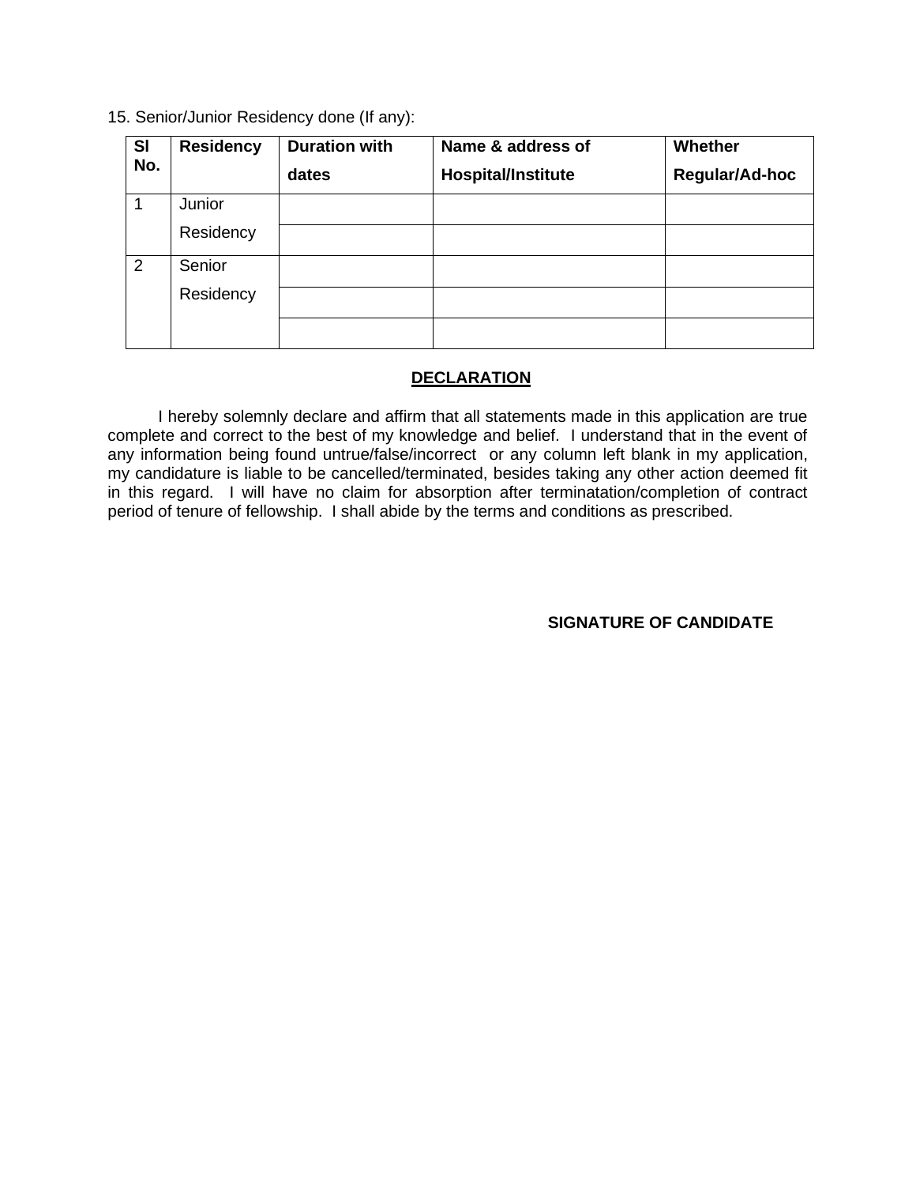15. Senior/Junior Residency done (If any):

| Sl No. | Residency | Duration with dates | Name & address of Hospital/Institute | Whether Regular/Ad-hoc |
|---|---|---|---|---|
| 1 | Junior Residency | | | |
| | | | | |
| 2 | Senior Residency | | | |
| | | | | |
| | | | | |

## DECLARATION

I hereby solemnly declare and affirm that all statements made in this application are true complete and correct to the best of my knowledge and belief. I understand that in the event of any information being found untrue/false/incorrect or any column left blank in my application, my candidature is liable to be cancelled/terminated, besides taking any other action deemed fit in this regard. I will have no claim for absorption after terminatation/completion of contract period of tenure of fellowship. I shall abide by the terms and conditions as prescribed.

**SIGNATURE OF CANDIDATE**